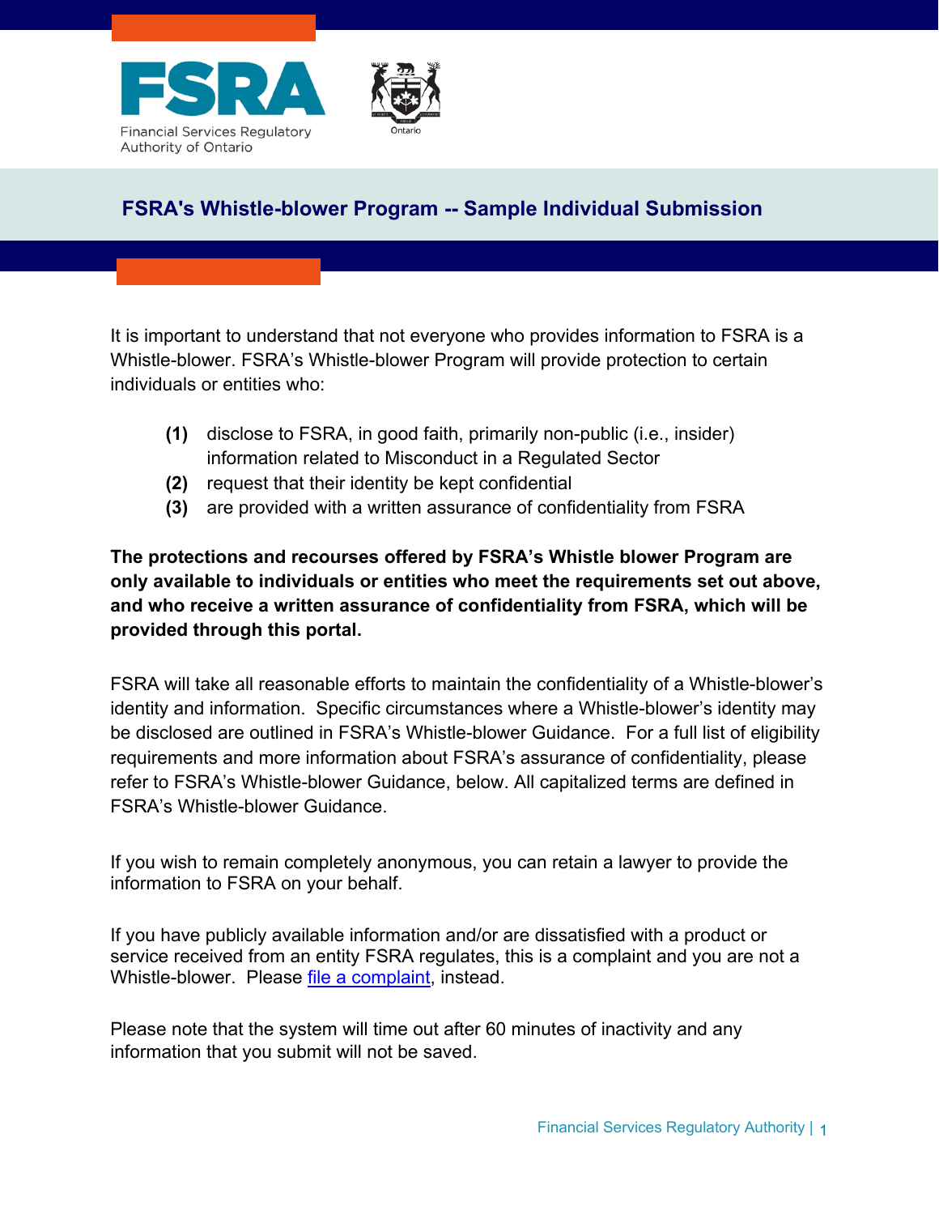FSRA

Financial Services Regulatory Authority of Ontario

# FSRA's Whistle-blower Program -- Sample Individual Submission

It is important to understand that not everyone who provides information to FSRA is a Whistle-blower. FSRA's Whistle-blower Program will provide protection to certain individuals or entities who:

**(1)** disclose to FSRA, in good faith, primarily non-public (i.e., insider) information related to Misconduct in a Regulated Sector

**(2)** request that their identity be kept confidential

**(3)** are provided with a written assurance of confidentiality from FSRA

**The protections and recourses offered by FSRA's Whistle blower Program are only available to individuals or entities who meet the requirements set out above, and who receive a written assurance of confidentiality from FSRA, which will be provided through this portal.**

FSRA will take all reasonable efforts to maintain the confidentiality of a Whistle-blower's identity and information. Specific circumstances where a Whistle-blower's identity may be disclosed are outlined in FSRA's Whistle-blower Guidance. For a full list of eligibility requirements and more information about FSRA's assurance of confidentiality, please refer to FSRA's Whistle-blower Guidance, below. All capitalized terms are defined in FSRA's Whistle-blower Guidance.

If you wish to remain completely anonymous, you can retain a lawyer to provide the information to FSRA on your behalf.

If you have publicly available information and/or are dissatisfied with a product or service received from an entity FSRA regulates, this is a complaint and you are not a Whistle-blower. Please file a complaint, instead.

Please note that the system will time out after 60 minutes of inactivity and any information that you submit will not be saved.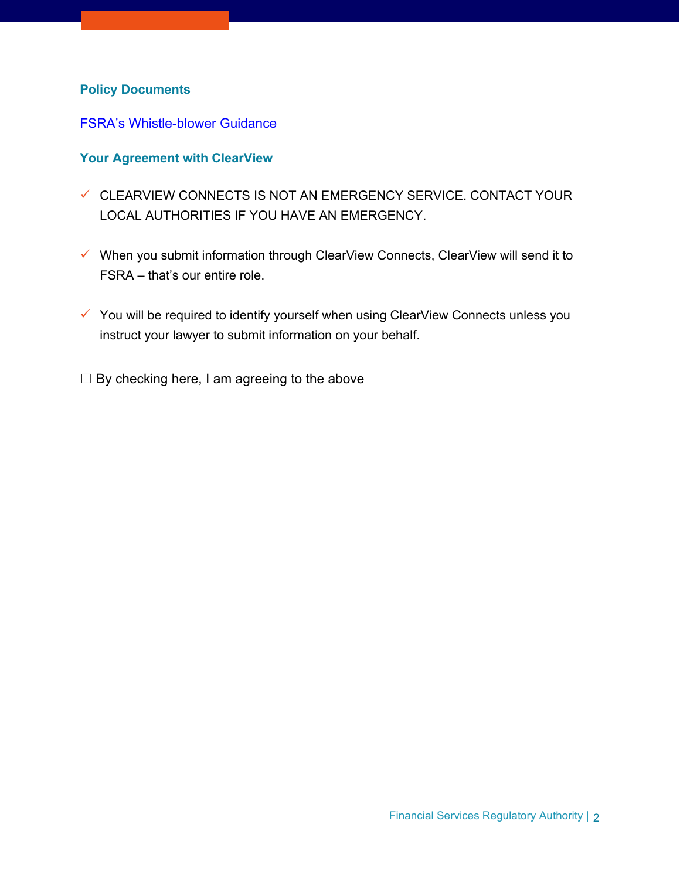## Policy Documents

[FSRA's Whistle-blower Guidance]()

## Your Agreement with ClearView

- ✓ CLEARVIEW CONNECTS IS NOT AN EMERGENCY SERVICE. CONTACT YOUR LOCAL AUTHORITIES IF YOU HAVE AN EMERGENCY.

- ✓ When you submit information through ClearView Connects, ClearView will send it to FSRA – that's our entire role.

- ✓ You will be required to identify yourself when using ClearView Connects unless you instruct your lawyer to submit information on your behalf.

☐ By checking here, I am agreeing to the above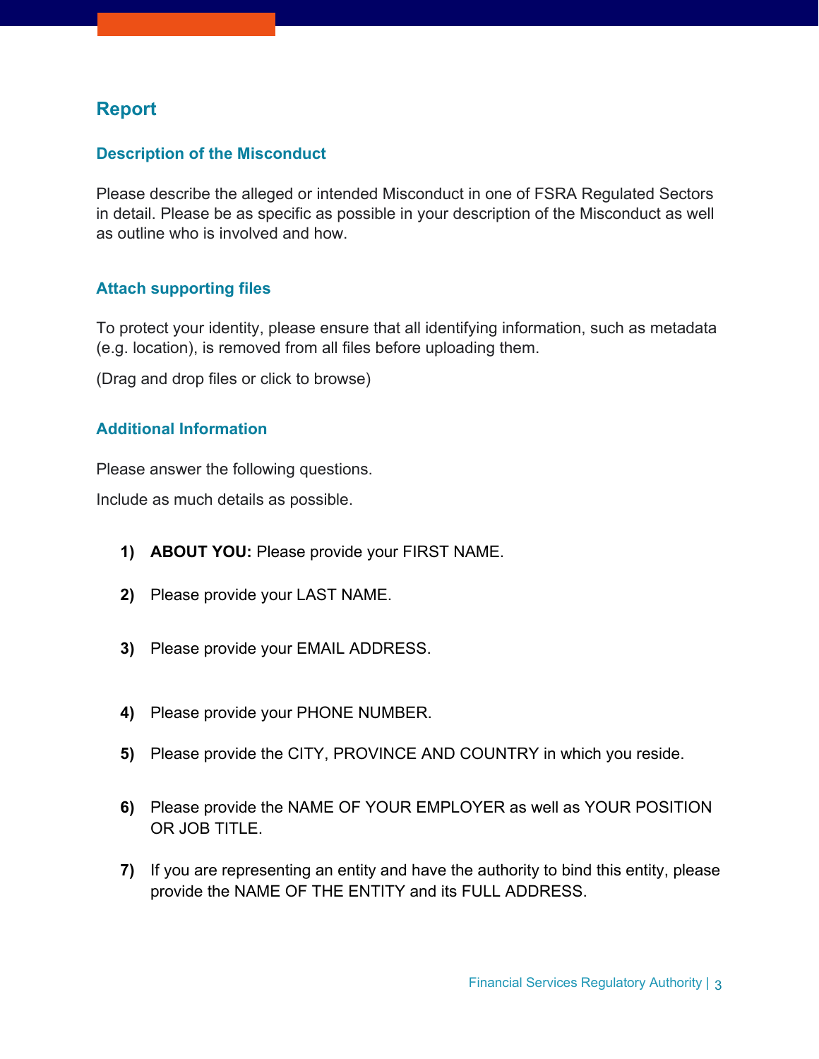## Report

### Description of the Misconduct

Please describe the alleged or intended Misconduct in one of FSRA Regulated Sectors in detail. Please be as specific as possible in your description of the Misconduct as well as outline who is involved and how.

### Attach supporting files

To protect your identity, please ensure that all identifying information, such as metadata (e.g. location), is removed from all files before uploading them.

(Drag and drop files or click to browse)

### Additional Information

Please answer the following questions.

Include as much details as possible.

1) **ABOUT YOU:** Please provide your FIRST NAME.

2) Please provide your LAST NAME.

3) Please provide your EMAIL ADDRESS.

4) Please provide your PHONE NUMBER.

5) Please provide the CITY, PROVINCE AND COUNTRY in which you reside.

6) Please provide the NAME OF YOUR EMPLOYER as well as YOUR POSITION OR JOB TITLE.

7) If you are representing an entity and have the authority to bind this entity, please provide the NAME OF THE ENTITY and its FULL ADDRESS.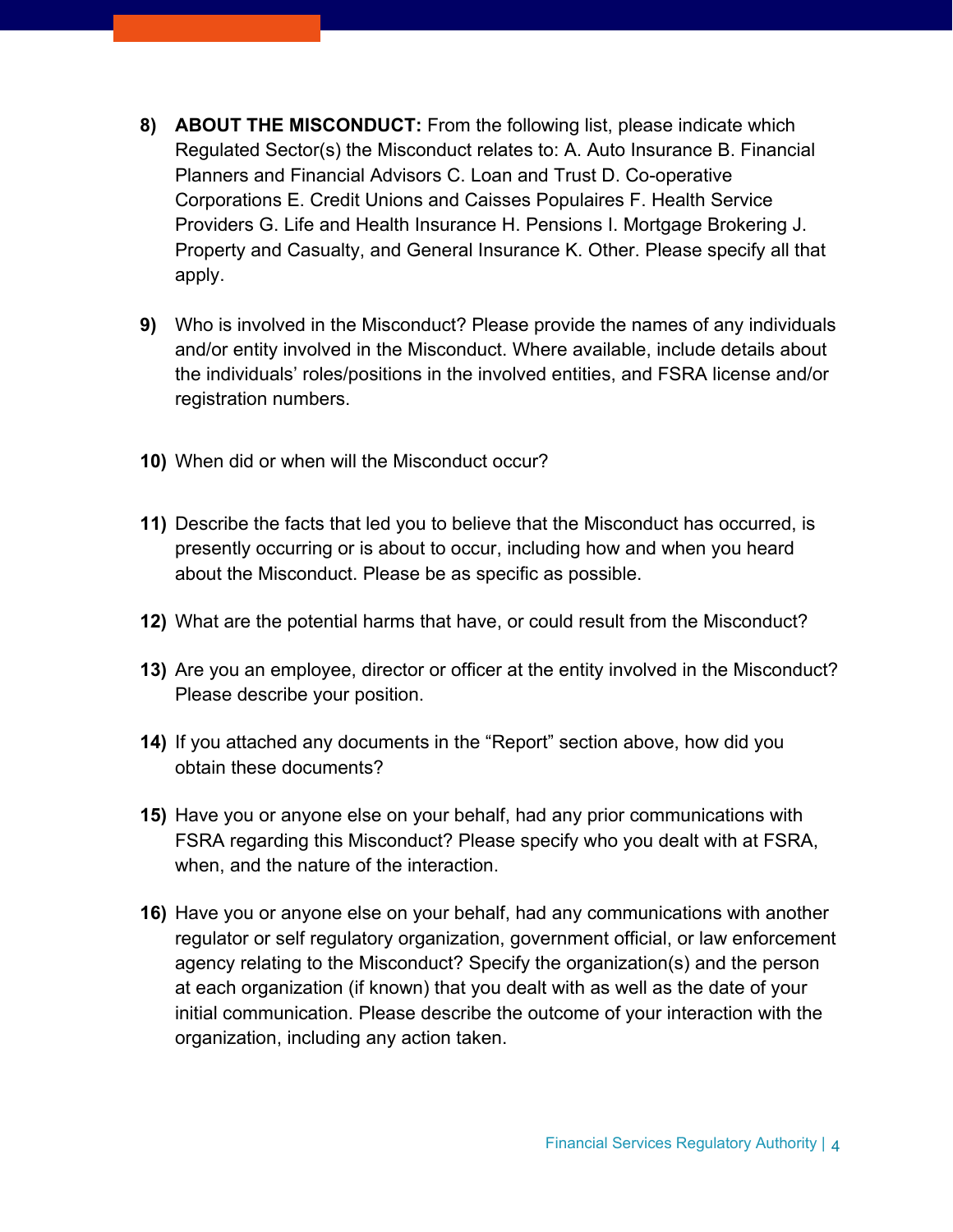8) **ABOUT THE MISCONDUCT:** From the following list, please indicate which Regulated Sector(s) the Misconduct relates to: A. Auto Insurance B. Financial Planners and Financial Advisors C. Loan and Trust D. Co-operative Corporations E. Credit Unions and Caisses Populaires F. Health Service Providers G. Life and Health Insurance H. Pensions I. Mortgage Brokering J. Property and Casualty, and General Insurance K. Other. Please specify all that apply.

9) Who is involved in the Misconduct? Please provide the names of any individuals and/or entity involved in the Misconduct. Where available, include details about the individuals' roles/positions in the involved entities, and FSRA license and/or registration numbers.

10) When did or when will the Misconduct occur?

11) Describe the facts that led you to believe that the Misconduct has occurred, is presently occurring or is about to occur, including how and when you heard about the Misconduct. Please be as specific as possible.

12) What are the potential harms that have, or could result from the Misconduct?

13) Are you an employee, director or officer at the entity involved in the Misconduct? Please describe your position.

14) If you attached any documents in the "Report" section above, how did you obtain these documents?

15) Have you or anyone else on your behalf, had any prior communications with FSRA regarding this Misconduct? Please specify who you dealt with at FSRA, when, and the nature of the interaction.

16) Have you or anyone else on your behalf, had any communications with another regulator or self regulatory organization, government official, or law enforcement agency relating to the Misconduct? Specify the organization(s) and the person at each organization (if known) that you dealt with as well as the date of your initial communication. Please describe the outcome of your interaction with the organization, including any action taken.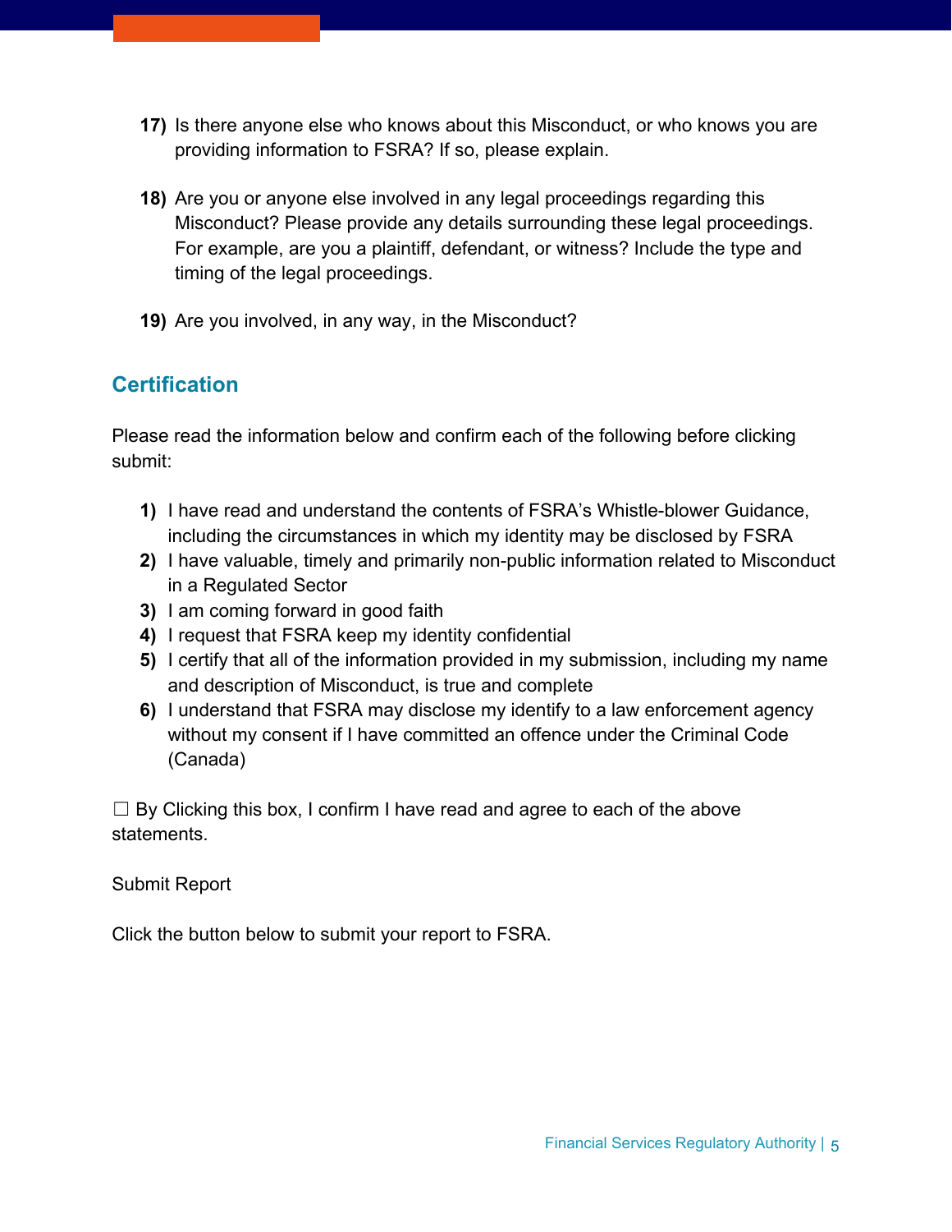17) Is there anyone else who knows about this Misconduct, or who knows you are providing information to FSRA? If so, please explain.

18) Are you or anyone else involved in any legal proceedings regarding this Misconduct? Please provide any details surrounding these legal proceedings. For example, are you a plaintiff, defendant, or witness? Include the type and timing of the legal proceedings.

19) Are you involved, in any way, in the Misconduct?

## Certification

Please read the information below and confirm each of the following before clicking submit:

1) I have read and understand the contents of FSRA's Whistle-blower Guidance, including the circumstances in which my identity may be disclosed by FSRA
2) I have valuable, timely and primarily non-public information related to Misconduct in a Regulated Sector
3) I am coming forward in good faith
4) I request that FSRA keep my identity confidential
5) I certify that all of the information provided in my submission, including my name and description of Misconduct, is true and complete
6) I understand that FSRA may disclose my identify to a law enforcement agency without my consent if I have committed an offence under the Criminal Code (Canada)

☐ By Clicking this box, I confirm I have read and agree to each of the above statements.

Submit Report

Click the button below to submit your report to FSRA.